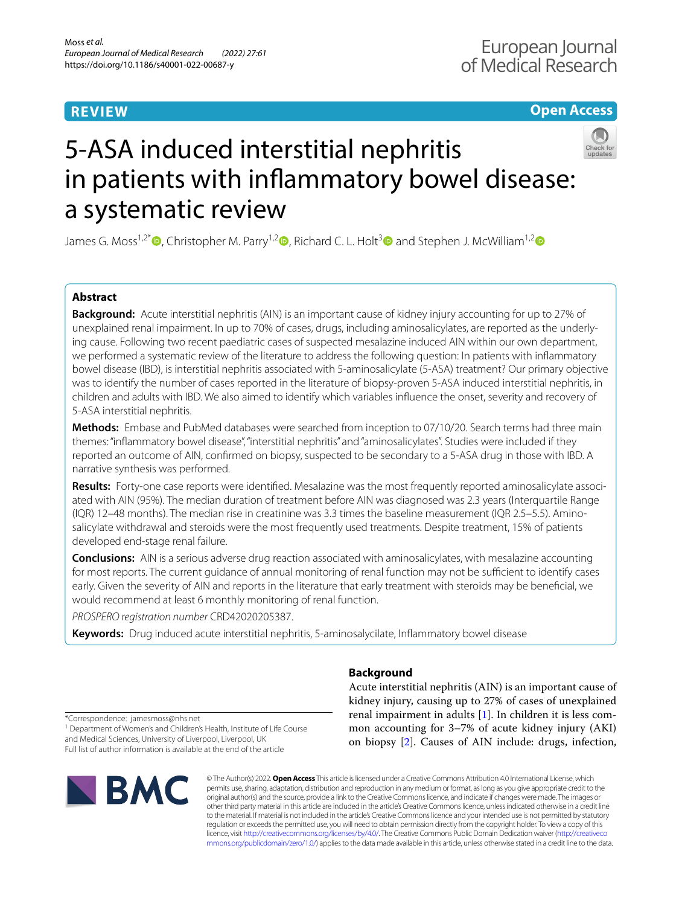REVIEW

Open Access

# 5-ASA induced interstitial nephritis in patients with inflammatory bowel disease: a systematic review

James G. Moss[1,2*], Christopher M. Parry[1,2], Richard C. L. Holt[3] and Stephen J. McWilliam[1,2]

## Abstract

**Background:** Acute interstitial nephritis (AIN) is an important cause of kidney injury accounting for up to 27% of unexplained renal impairment. In up to 70% of cases, drugs, including aminosalicylates, are reported as the underlying cause. Following two recent paediatric cases of suspected mesalazine induced AIN within our own department, we performed a systematic review of the literature to address the following question: In patients with inflammatory bowel disease (IBD), is interstitial nephritis associated with 5-aminosalicylate (5-ASA) treatment? Our primary objective was to identify the number of cases reported in the literature of biopsy-proven 5-ASA induced interstitial nephritis, in children and adults with IBD. We also aimed to identify which variables influence the onset, severity and recovery of 5-ASA interstitial nephritis.

**Methods:** Embase and PubMed databases were searched from inception to 07/10/20. Search terms had three main themes: "inflammatory bowel disease", "interstitial nephritis" and "aminosalicylates". Studies were included if they reported an outcome of AIN, confirmed on biopsy, suspected to be secondary to a 5-ASA drug in those with IBD. A narrative synthesis was performed.

**Results:** Forty-one case reports were identified. Mesalazine was the most frequently reported aminosalicylate associated with AIN (95%). The median duration of treatment before AIN was diagnosed was 2.3 years (Interquartile Range (IQR) 12–48 months). The median rise in creatinine was 3.3 times the baseline measurement (IQR 2.5–5.5). Aminosalicylate withdrawal and steroids were the most frequently used treatments. Despite treatment, 15% of patients developed end-stage renal failure.

**Conclusions:** AIN is a serious adverse drug reaction associated with aminosalicylates, with mesalazine accounting for most reports. The current guidance of annual monitoring of renal function may not be sufficient to identify cases early. Given the severity of AIN and reports in the literature that early treatment with steroids may be beneficial, we would recommend at least 6 monthly monitoring of renal function.

*PROSPERO registration number* CRD42020205387.

**Keywords:** Drug induced acute interstitial nephritis, 5-aminosalycilate, Inflammatory bowel disease

## Background

Acute interstitial nephritis (AIN) is an important cause of kidney injury, causing up to 27% of cases of unexplained renal impairment in adults [1]. In children it is less common accounting for 3–7% of acute kidney injury (AKI) on biopsy [2]. Causes of AIN include: drugs, infection,

*Correspondence: jamesmoss@nhs.net

[1] Department of Women's and Children's Health, Institute of Life Course and Medical Sciences, University of Liverpool, Liverpool, UK

Full list of author information is available at the end of the article

© The Author(s) 2022. **Open Access** This article is licensed under a Creative Commons Attribution 4.0 International License, which permits use, sharing, adaptation, distribution and reproduction in any medium or format, as long as you give appropriate credit to the original author(s) and the source, provide a link to the Creative Commons licence, and indicate if changes were made. The images or other third party material in this article are included in the article's Creative Commons licence, unless indicated otherwise in a credit line to the material. If material is not included in the article's Creative Commons licence and your intended use is not permitted by statutory regulation or exceeds the permitted use, you will need to obtain permission directly from the copyright holder. To view a copy of this licence, visit http://creativecommons.org/licenses/by/4.0/. The Creative Commons Public Domain Dedication waiver (http://creativecommons.org/publicdomain/zero/1.0/) applies to the data made available in this article, unless otherwise stated in a credit line to the data.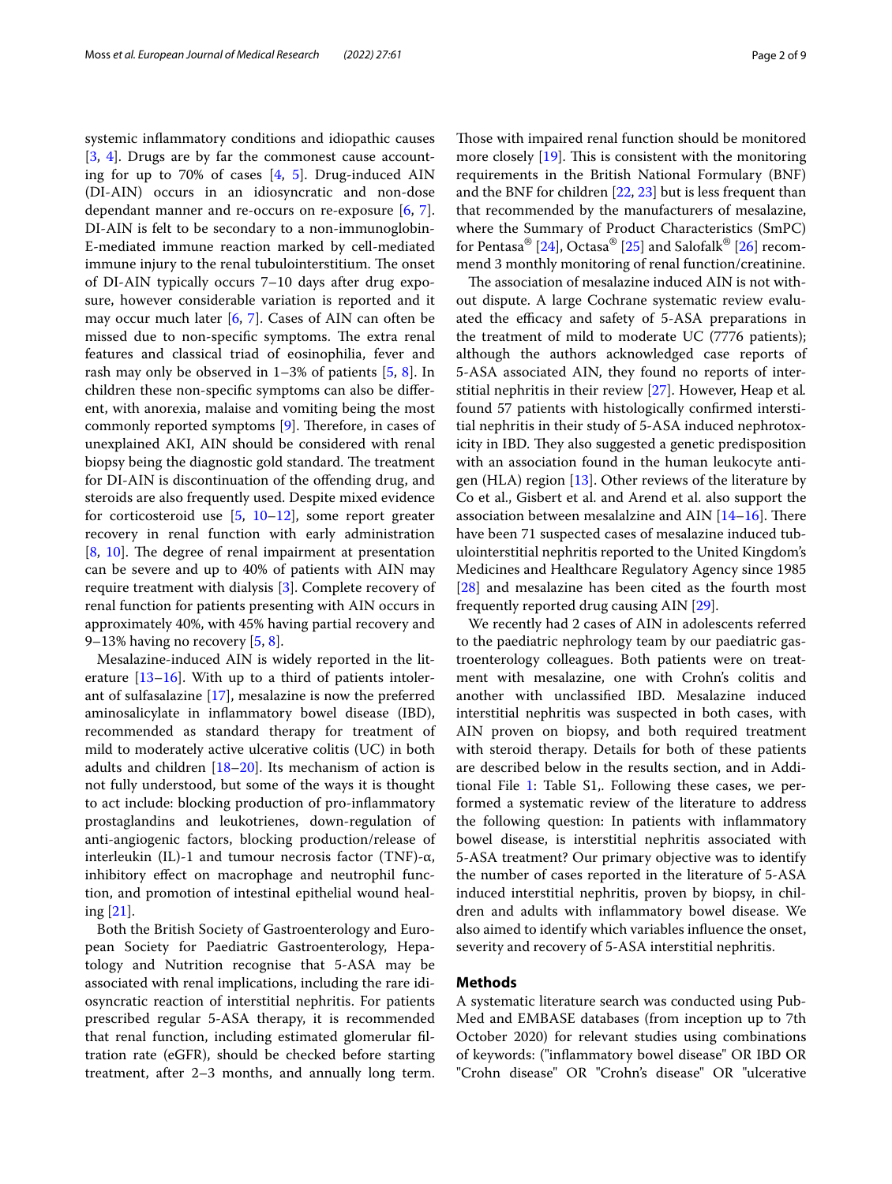systemic inflammatory conditions and idiopathic causes [3, 4]. Drugs are by far the commonest cause accounting for up to 70% of cases [4, 5]. Drug-induced AIN (DI-AIN) occurs in an idiosyncratic and non-dose dependant manner and re-occurs on re-exposure [6, 7]. DI-AIN is felt to be secondary to a non-immunoglobin-E-mediated immune reaction marked by cell-mediated immune injury to the renal tubulointerstitium. The onset of DI-AIN typically occurs 7–10 days after drug exposure, however considerable variation is reported and it may occur much later [6, 7]. Cases of AIN can often be missed due to non-specific symptoms. The extra renal features and classical triad of eosinophilia, fever and rash may only be observed in 1–3% of patients [5, 8]. In children these non-specific symptoms can also be different, with anorexia, malaise and vomiting being the most commonly reported symptoms [9]. Therefore, in cases of unexplained AKI, AIN should be considered with renal biopsy being the diagnostic gold standard. The treatment for DI-AIN is discontinuation of the offending drug, and steroids are also frequently used. Despite mixed evidence for corticosteroid use [5, 10–12], some report greater recovery in renal function with early administration [8, 10]. The degree of renal impairment at presentation can be severe and up to 40% of patients with AIN may require treatment with dialysis [3]. Complete recovery of renal function for patients presenting with AIN occurs in approximately 40%, with 45% having partial recovery and 9–13% having no recovery [5, 8].

Mesalazine-induced AIN is widely reported in the literature [13–16]. With up to a third of patients intolerant of sulfasalazine [17], mesalazine is now the preferred aminosalicylate in inflammatory bowel disease (IBD), recommended as standard therapy for treatment of mild to moderately active ulcerative colitis (UC) in both adults and children [18–20]. Its mechanism of action is not fully understood, but some of the ways it is thought to act include: blocking production of pro-inflammatory prostaglandins and leukotrienes, down-regulation of anti-angiogenic factors, blocking production/release of interleukin (IL)-1 and tumour necrosis factor (TNF)-α, inhibitory effect on macrophage and neutrophil function, and promotion of intestinal epithelial wound healing [21].

Both the British Society of Gastroenterology and European Society for Paediatric Gastroenterology, Hepatology and Nutrition recognise that 5-ASA may be associated with renal implications, including the rare idiosyncratic reaction of interstitial nephritis. For patients prescribed regular 5-ASA therapy, it is recommended that renal function, including estimated glomerular filtration rate (eGFR), should be checked before starting treatment, after 2–3 months, and annually long term. Those with impaired renal function should be monitored more closely [19]. This is consistent with the monitoring requirements in the British National Formulary (BNF) and the BNF for children [22, 23] but is less frequent than that recommended by the manufacturers of mesalazine, where the Summary of Product Characteristics (SmPC) for Pentasa® [24], Octasa® [25] and Salofalk® [26] recommend 3 monthly monitoring of renal function/creatinine.

The association of mesalazine induced AIN is not without dispute. A large Cochrane systematic review evaluated the efficacy and safety of 5-ASA preparations in the treatment of mild to moderate UC (7776 patients); although the authors acknowledged case reports of 5-ASA associated AIN, they found no reports of interstitial nephritis in their review [27]. However, Heap et al. found 57 patients with histologically confirmed interstitial nephritis in their study of 5-ASA induced nephrotoxicity in IBD. They also suggested a genetic predisposition with an association found in the human leukocyte antigen (HLA) region [13]. Other reviews of the literature by Co et al., Gisbert et al. and Arend et al. also support the association between mesalalzine and AIN [14–16]. There have been 71 suspected cases of mesalazine induced tubulointerstitial nephritis reported to the United Kingdom's Medicines and Healthcare Regulatory Agency since 1985 [28] and mesalazine has been cited as the fourth most frequently reported drug causing AIN [29].

We recently had 2 cases of AIN in adolescents referred to the paediatric nephrology team by our paediatric gastroenterology colleagues. Both patients were on treatment with mesalazine, one with Crohn's colitis and another with unclassified IBD. Mesalazine induced interstitial nephritis was suspected in both cases, with AIN proven on biopsy, and both required treatment with steroid therapy. Details for both of these patients are described below in the results section, and in Additional File 1: Table S1,. Following these cases, we performed a systematic review of the literature to address the following question: In patients with inflammatory bowel disease, is interstitial nephritis associated with 5-ASA treatment? Our primary objective was to identify the number of cases reported in the literature of 5-ASA induced interstitial nephritis, proven by biopsy, in children and adults with inflammatory bowel disease. We also aimed to identify which variables influence the onset, severity and recovery of 5-ASA interstitial nephritis.

## Methods

A systematic literature search was conducted using PubMed and EMBASE databases (from inception up to 7th October 2020) for relevant studies using combinations of keywords: ("inflammatory bowel disease" OR IBD OR "Crohn disease" OR "Crohn's disease" OR "ulcerative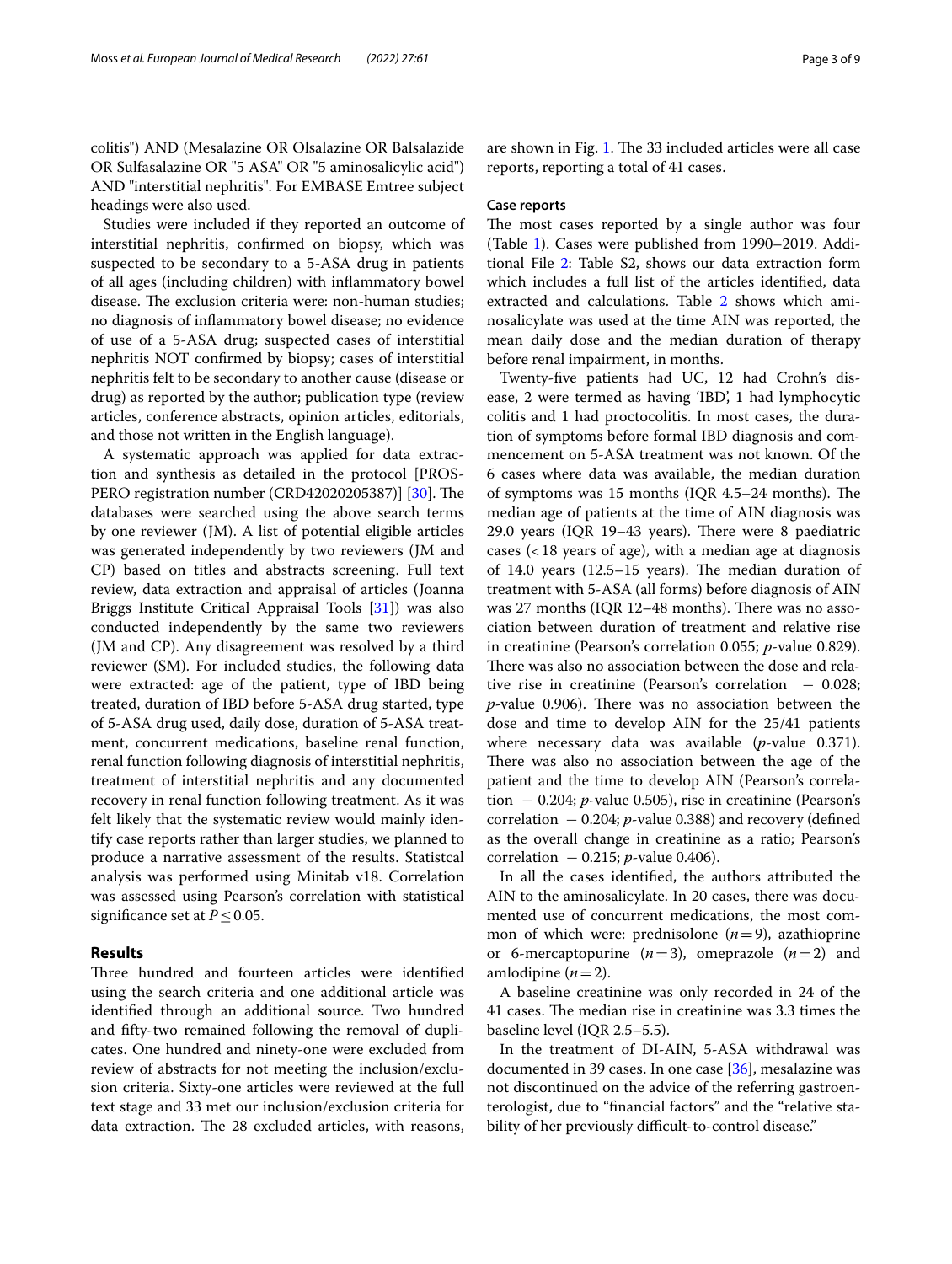colitis") AND (Mesalazine OR Olsalazine OR Balsalazide OR Sulfasalazine OR "5 ASA" OR "5 aminosalicylic acid") AND "interstitial nephritis". For EMBASE Emtree subject headings were also used.

Studies were included if they reported an outcome of interstitial nephritis, confirmed on biopsy, which was suspected to be secondary to a 5-ASA drug in patients of all ages (including children) with inflammatory bowel disease. The exclusion criteria were: non-human studies; no diagnosis of inflammatory bowel disease; no evidence of use of a 5-ASA drug; suspected cases of interstitial nephritis NOT confirmed by biopsy; cases of interstitial nephritis felt to be secondary to another cause (disease or drug) as reported by the author; publication type (review articles, conference abstracts, opinion articles, editorials, and those not written in the English language).

A systematic approach was applied for data extraction and synthesis as detailed in the protocol [PROSPERO registration number (CRD42020205387)] [30]. The databases were searched using the above search terms by one reviewer (JM). A list of potential eligible articles was generated independently by two reviewers (JM and CP) based on titles and abstracts screening. Full text review, data extraction and appraisal of articles (Joanna Briggs Institute Critical Appraisal Tools [31]) was also conducted independently by the same two reviewers (JM and CP). Any disagreement was resolved by a third reviewer (SM). For included studies, the following data were extracted: age of the patient, type of IBD being treated, duration of IBD before 5-ASA drug started, type of 5-ASA drug used, daily dose, duration of 5-ASA treatment, concurrent medications, baseline renal function, renal function following diagnosis of interstitial nephritis, treatment of interstitial nephritis and any documented recovery in renal function following treatment. As it was felt likely that the systematic review would mainly identify case reports rather than larger studies, we planned to produce a narrative assessment of the results. Statistcal analysis was performed using Minitab v18. Correlation was assessed using Pearson's correlation with statistical significance set at $P \leq 0.05$.

## Results

Three hundred and fourteen articles were identified using the search criteria and one additional article was identified through an additional source. Two hundred and fifty-two remained following the removal of duplicates. One hundred and ninety-one were excluded from review of abstracts for not meeting the inclusion/exclusion criteria. Sixty-one articles were reviewed at the full text stage and 33 met our inclusion/exclusion criteria for data extraction. The 28 excluded articles, with reasons, are shown in Fig. 1. The 33 included articles were all case reports, reporting a total of 41 cases.

### Case reports

The most cases reported by a single author was four (Table 1). Cases were published from 1990–2019. Additional File 2: Table S2, shows our data extraction form which includes a full list of the articles identified, data extracted and calculations. Table 2 shows which aminosalicylate was used at the time AIN was reported, the mean daily dose and the median duration of therapy before renal impairment, in months.

Twenty-five patients had UC, 12 had Crohn's disease, 2 were termed as having 'IBD', 1 had lymphocytic colitis and 1 had proctocolitis. In most cases, the duration of symptoms before formal IBD diagnosis and commencement on 5-ASA treatment was not known. Of the 6 cases where data was available, the median duration of symptoms was 15 months (IQR 4.5–24 months). The median age of patients at the time of AIN diagnosis was 29.0 years (IQR 19–43 years). There were 8 paediatric cases (< 18 years of age), with a median age at diagnosis of 14.0 years (12.5–15 years). The median duration of treatment with 5-ASA (all forms) before diagnosis of AIN was 27 months (IQR 12–48 months). There was no association between duration of treatment and relative rise in creatinine (Pearson's correlation 0.055; *p*-value 0.829). There was also no association between the dose and relative rise in creatinine (Pearson's correlation − 0.028; *p*-value 0.906). There was no association between the dose and time to develop AIN for the 25/41 patients where necessary data was available (*p*-value 0.371). There was also no association between the age of the patient and the time to develop AIN (Pearson's correlation − 0.204; *p*-value 0.505), rise in creatinine (Pearson's correlation − 0.204; *p*-value 0.388) and recovery (defined as the overall change in creatinine as a ratio; Pearson's correlation − 0.215; *p*-value 0.406).

In all the cases identified, the authors attributed the AIN to the aminosalicylate. In 20 cases, there was documented use of concurrent medications, the most common of which were: prednisolone ($n = 9$), azathioprine or 6-mercaptopurine ($n = 3$), omeprazole ($n = 2$) and amlodipine ($n = 2$).

A baseline creatinine was only recorded in 24 of the 41 cases. The median rise in creatinine was 3.3 times the baseline level (IQR 2.5–5.5).

In the treatment of DI-AIN, 5-ASA withdrawal was documented in 39 cases. In one case [36], mesalazine was not discontinued on the advice of the referring gastroenterologist, due to "financial factors" and the "relative stability of her previously difficult-to-control disease."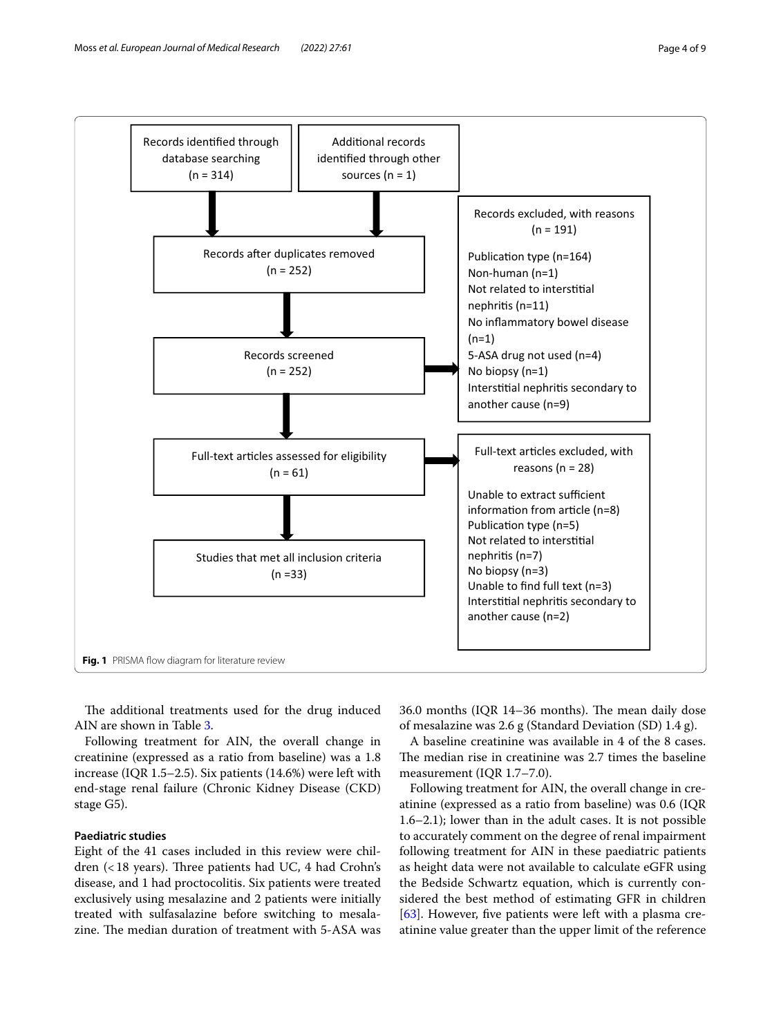Records identified through database searching (n = 314)

Additional records identified through other sources (n = 1)

Records after duplicates removed (n = 252)

Records screened (n = 252)

Records excluded, with reasons (n = 191)

- Publication type (n=164)
- Non-human (n=1)
- Not related to interstitial nephritis (n=11)
- No inflammatory bowel disease (n=1)
- 5-ASA drug not used (n=4)
- No biopsy (n=1)
- Interstitial nephritis secondary to another cause (n=9)

Full-text articles assessed for eligibility (n = 61)

Full-text articles excluded, with reasons (n = 28)

- Unable to extract sufficient information from article (n=8)
- Publication type (n=5)
- Not related to interstitial nephritis (n=7)
- No biopsy (n=3)
- Unable to find full text (n=3)
- Interstitial nephritis secondary to another cause (n=2)

Studies that met all inclusion criteria (n =33)

**Fig. 1** PRISMA flow diagram for literature review

The additional treatments used for the drug induced AIN are shown in Table 3.

Following treatment for AIN, the overall change in creatinine (expressed as a ratio from baseline) was a 1.8 increase (IQR 1.5–2.5). Six patients (14.6%) were left with end-stage renal failure (Chronic Kidney Disease (CKD) stage G5).

### Paediatric studies

Eight of the 41 cases included in this review were children (< 18 years). Three patients had UC, 4 had Crohn's disease, and 1 had proctocolitis. Six patients were treated exclusively using mesalazine and 2 patients were initially treated with sulfasalazine before switching to mesalazine. The median duration of treatment with 5-ASA was 36.0 months (IQR 14–36 months). The mean daily dose of mesalazine was 2.6 g (Standard Deviation (SD) 1.4 g).

A baseline creatinine was available in 4 of the 8 cases. The median rise in creatinine was 2.7 times the baseline measurement (IQR 1.7–7.0).

Following treatment for AIN, the overall change in creatinine (expressed as a ratio from baseline) was 0.6 (IQR 1.6–2.1); lower than in the adult cases. It is not possible to accurately comment on the degree of renal impairment following treatment for AIN in these paediatric patients as height data were not available to calculate eGFR using the Bedside Schwartz equation, which is currently considered the best method of estimating GFR in children [63]. However, five patients were left with a plasma creatinine value greater than the upper limit of the reference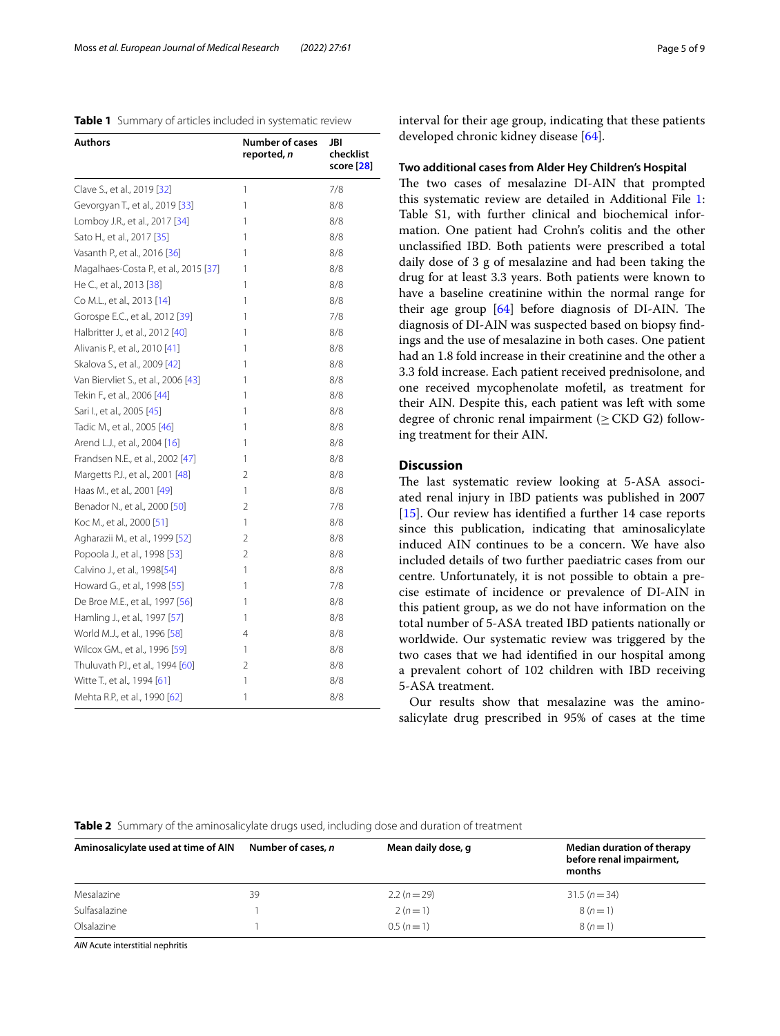**Table 1** Summary of articles included in systematic review

| Authors | Number of cases reported, *n* | JBI checklist score [28] |
|---|---|---|
| Clave S., et al., 2019 [32] | 1 | 7/8 |
| Gevorgyan T., et al., 2019 [33] | 1 | 8/8 |
| Lomboy J.R., et al., 2017 [34] | 1 | 8/8 |
| Sato H., et al., 2017 [35] | 1 | 8/8 |
| Vasanth P., et al., 2016 [36] | 1 | 8/8 |
| Magalhaes-Costa P., et al., 2015 [37] | 1 | 8/8 |
| He C., et al., 2013 [38] | 1 | 8/8 |
| Co M.L., et al., 2013 [14] | 1 | 8/8 |
| Gorospe E.C., et al., 2012 [39] | 1 | 7/8 |
| Halbritter J., et al., 2012 [40] | 1 | 8/8 |
| Alivanis P., et al., 2010 [41] | 1 | 8/8 |
| Skalova S., et al., 2009 [42] | 1 | 8/8 |
| Van Biervliet S., et al., 2006 [43] | 1 | 8/8 |
| Tekin F., et al., 2006 [44] | 1 | 8/8 |
| Sari I., et al., 2005 [45] | 1 | 8/8 |
| Tadic M., et al., 2005 [46] | 1 | 8/8 |
| Arend L.J., et al., 2004 [16] | 1 | 8/8 |
| Frandsen N.E., et al., 2002 [47] | 1 | 8/8 |
| Margetts P.J., et al., 2001 [48] | 2 | 8/8 |
| Haas M., et al., 2001 [49] | 1 | 8/8 |
| Benador N., et al., 2000 [50] | 2 | 7/8 |
| Koc M., et al., 2000 [51] | 1 | 8/8 |
| Agharazii M., et al., 1999 [52] | 2 | 8/8 |
| Popoola J., et al., 1998 [53] | 2 | 8/8 |
| Calvino J., et al., 1998[54] | 1 | 8/8 |
| Howard G., et al., 1998 [55] | 1 | 7/8 |
| De Broe M.E., et al., 1997 [56] | 1 | 8/8 |
| Hamling J., et al., 1997 [57] | 1 | 8/8 |
| World M.J., et al., 1996 [58] | 4 | 8/8 |
| Wilcox GM., et al., 1996 [59] | 1 | 8/8 |
| Thuluvath PJ., et al., 1994 [60] | 2 | 8/8 |
| Witte T., et al., 1994 [61] | 1 | 8/8 |
| Mehta R.P., et al., 1990 [62] | 1 | 8/8 |

interval for their age group, indicating that these patients developed chronic kidney disease [64].

### Two additional cases from Alder Hey Children's Hospital

The two cases of mesalazine DI-AIN that prompted this systematic review are detailed in Additional File 1: Table S1, with further clinical and biochemical information. One patient had Crohn's colitis and the other unclassified IBD. Both patients were prescribed a total daily dose of 3 g of mesalazine and had been taking the drug for at least 3.3 years. Both patients were known to have a baseline creatinine within the normal range for their age group [64] before diagnosis of DI-AIN. The diagnosis of DI-AIN was suspected based on biopsy findings and the use of mesalazine in both cases. One patient had an 1.8 fold increase in their creatinine and the other a 3.3 fold increase. Each patient received prednisolone, and one received mycophenolate mofetil, as treatment for their AIN. Despite this, each patient was left with some degree of chronic renal impairment (≥ CKD G2) following treatment for their AIN.

## Discussion

The last systematic review looking at 5-ASA associated renal injury in IBD patients was published in 2007 [15]. Our review has identified a further 14 case reports since this publication, indicating that aminosalicylate induced AIN continues to be a concern. We have also included details of two further paediatric cases from our centre. Unfortunately, it is not possible to obtain a precise estimate of incidence or prevalence of DI-AIN in this patient group, as we do not have information on the total number of 5-ASA treated IBD patients nationally or worldwide. Our systematic review was triggered by the two cases that we had identified in our hospital among a prevalent cohort of 102 children with IBD receiving 5-ASA treatment.

Our results show that mesalazine was the aminosalicylate drug prescribed in 95% of cases at the time

**Table 2** Summary of the aminosalicylate drugs used, including dose and duration of treatment

| Aminosalicylate used at time of AIN | Number of cases, *n* | Mean daily dose, g | Median duration of therapy before renal impairment, months |
|---|---|---|---|
| Mesalazine | 39 | 2.2 (*n* = 29) | 31.5 (*n* = 34) |
| Sulfasalazine | 1 | 2 (*n* = 1) | 8 (*n* = 1) |
| Olsalazine | 1 | 0.5 (*n* = 1) | 8 (*n* = 1) |

*AIN* Acute interstitial nephritis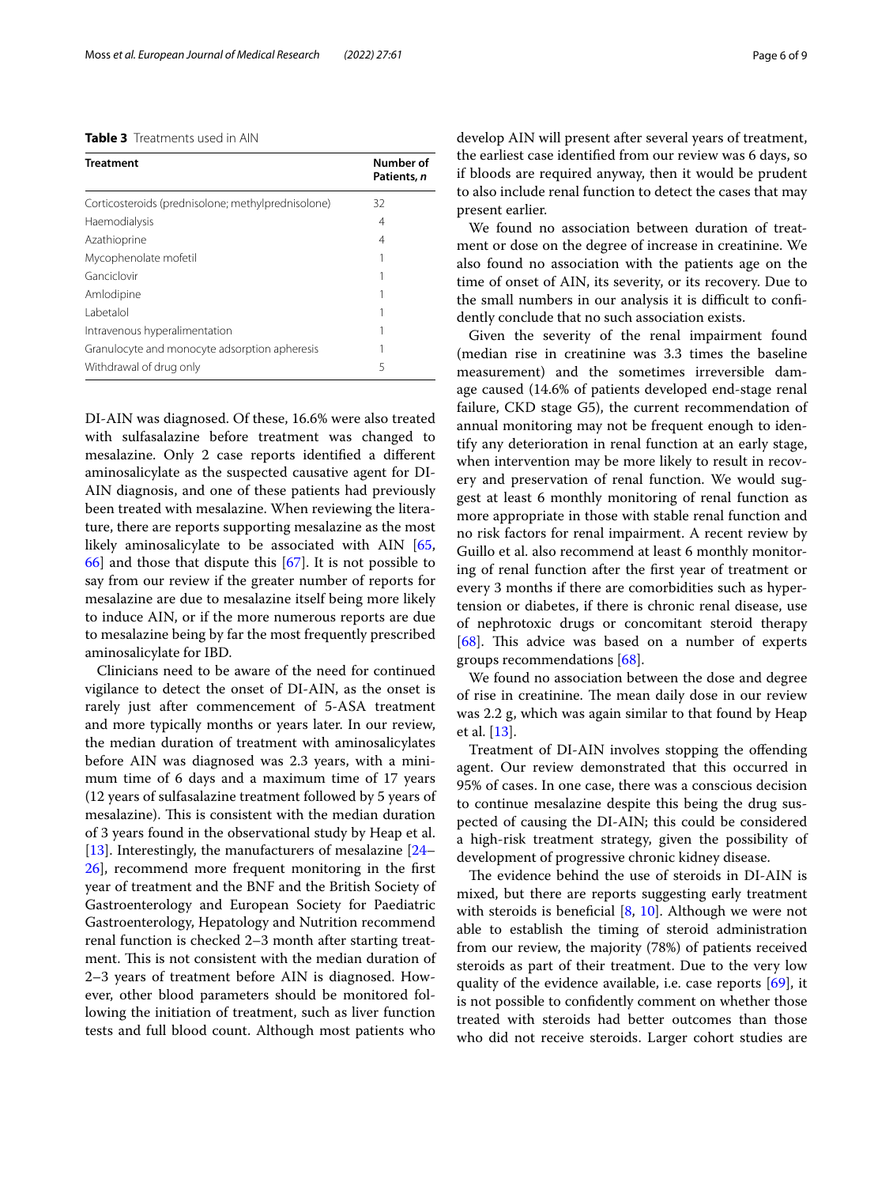**Table 3** Treatments used in AIN

| Treatment | Number of Patients, *n* |
|---|---|
| Corticosteroids (prednisolone; methylprednisolone) | 32 |
| Haemodialysis | 4 |
| Azathioprine | 4 |
| Mycophenolate mofetil | 1 |
| Ganciclovir | 1 |
| Amlodipine | 1 |
| Labetalol | 1 |
| Intravenous hyperalimentation | 1 |
| Granulocyte and monocyte adsorption apheresis | 1 |
| Withdrawal of drug only | 5 |

DI-AIN was diagnosed. Of these, 16.6% were also treated with sulfasalazine before treatment was changed to mesalazine. Only 2 case reports identified a different aminosalicylate as the suspected causative agent for DI-AIN diagnosis, and one of these patients had previously been treated with mesalazine. When reviewing the literature, there are reports supporting mesalazine as the most likely aminosalicylate to be associated with AIN [65, 66] and those that dispute this [67]. It is not possible to say from our review if the greater number of reports for mesalazine are due to mesalazine itself being more likely to induce AIN, or if the more numerous reports are due to mesalazine being by far the most frequently prescribed aminosalicylate for IBD.

Clinicians need to be aware of the need for continued vigilance to detect the onset of DI-AIN, as the onset is rarely just after commencement of 5-ASA treatment and more typically months or years later. In our review, the median duration of treatment with aminosalicylates before AIN was diagnosed was 2.3 years, with a minimum time of 6 days and a maximum time of 17 years (12 years of sulfasalazine treatment followed by 5 years of mesalazine). This is consistent with the median duration of 3 years found in the observational study by Heap et al. [13]. Interestingly, the manufacturers of mesalazine [24–26], recommend more frequent monitoring in the first year of treatment and the BNF and the British Society of Gastroenterology and European Society for Paediatric Gastroenterology, Hepatology and Nutrition recommend renal function is checked 2–3 month after starting treatment. This is not consistent with the median duration of 2–3 years of treatment before AIN is diagnosed. However, other blood parameters should be monitored following the initiation of treatment, such as liver function tests and full blood count. Although most patients who develop AIN will present after several years of treatment, the earliest case identified from our review was 6 days, so if bloods are required anyway, then it would be prudent to also include renal function to detect the cases that may present earlier.

We found no association between duration of treatment or dose on the degree of increase in creatinine. We also found no association with the patients age on the time of onset of AIN, its severity, or its recovery. Due to the small numbers in our analysis it is difficult to confidently conclude that no such association exists.

Given the severity of the renal impairment found (median rise in creatinine was 3.3 times the baseline measurement) and the sometimes irreversible damage caused (14.6% of patients developed end-stage renal failure, CKD stage G5), the current recommendation of annual monitoring may not be frequent enough to identify any deterioration in renal function at an early stage, when intervention may be more likely to result in recovery and preservation of renal function. We would suggest at least 6 monthly monitoring of renal function as more appropriate in those with stable renal function and no risk factors for renal impairment. A recent review by Guillo et al. also recommend at least 6 monthly monitoring of renal function after the first year of treatment or every 3 months if there are comorbidities such as hypertension or diabetes, if there is chronic renal disease, use of nephrotoxic drugs or concomitant steroid therapy [68]. This advice was based on a number of experts groups recommendations [68].

We found no association between the dose and degree of rise in creatinine. The mean daily dose in our review was 2.2 g, which was again similar to that found by Heap et al. [13].

Treatment of DI-AIN involves stopping the offending agent. Our review demonstrated that this occurred in 95% of cases. In one case, there was a conscious decision to continue mesalazine despite this being the drug suspected of causing the DI-AIN; this could be considered a high-risk treatment strategy, given the possibility of development of progressive chronic kidney disease.

The evidence behind the use of steroids in DI-AIN is mixed, but there are reports suggesting early treatment with steroids is beneficial [8, 10]. Although we were not able to establish the timing of steroid administration from our review, the majority (78%) of patients received steroids as part of their treatment. Due to the very low quality of the evidence available, i.e. case reports [69], it is not possible to confidently comment on whether those treated with steroids had better outcomes than those who did not receive steroids. Larger cohort studies are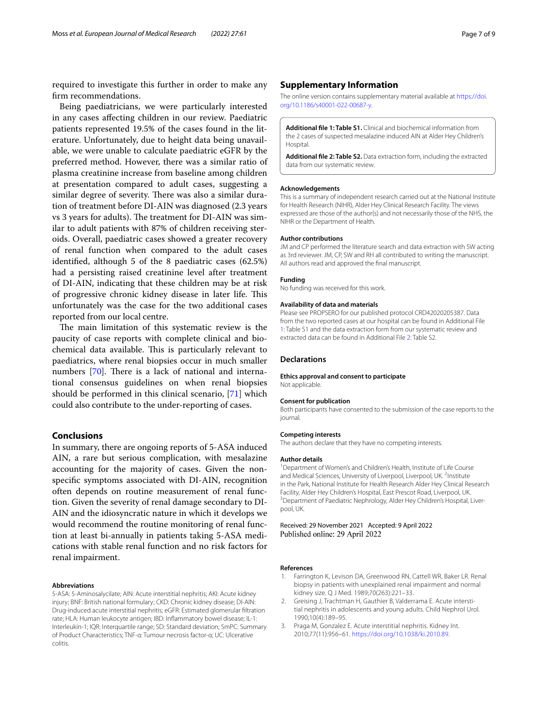required to investigate this further in order to make any firm recommendations.

Being paediatricians, we were particularly interested in any cases affecting children in our review. Paediatric patients represented 19.5% of the cases found in the literature. Unfortunately, due to height data being unavailable, we were unable to calculate paediatric eGFR by the preferred method. However, there was a similar ratio of plasma creatinine increase from baseline among children at presentation compared to adult cases, suggesting a similar degree of severity. There was also a similar duration of treatment before DI-AIN was diagnosed (2.3 years vs 3 years for adults). The treatment for DI-AIN was similar to adult patients with 87% of children receiving steroids. Overall, paediatric cases showed a greater recovery of renal function when compared to the adult cases identified, although 5 of the 8 paediatric cases (62.5%) had a persisting raised creatinine level after treatment of DI-AIN, indicating that these children may be at risk of progressive chronic kidney disease in later life. This unfortunately was the case for the two additional cases reported from our local centre.

The main limitation of this systematic review is the paucity of case reports with complete clinical and biochemical data available. This is particularly relevant to paediatrics, where renal biopsies occur in much smaller numbers [70]. There is a lack of national and international consensus guidelines on when renal biopsies should be performed in this clinical scenario, [71] which could also contribute to the under-reporting of cases.

## Conclusions

In summary, there are ongoing reports of 5-ASA induced AIN, a rare but serious complication, with mesalazine accounting for the majority of cases. Given the non-specific symptoms associated with DI-AIN, recognition often depends on routine measurement of renal function. Given the severity of renal damage secondary to DI-AIN and the idiosyncratic nature in which it develops we would recommend the routine monitoring of renal function at least bi-annually in patients taking 5-ASA medications with stable renal function and no risk factors for renal impairment.

#### Abbreviations

5-ASA: 5-Aminosalycilate; AIN: Acute interstitial nephritis; AKI: Acute kidney injury; BNF: British national formulary; CKD: Chronic kidney disease; DI-AIN: Drug-induced acute interstitial nephritis; eGFR: Estimated glomerular filtration rate; HLA: Human leukocyte antigen; IBD: Inflammatory bowel disease; IL-1: Interleukin-1; IQR: Interquartile range; SD: Standard deviation; SmPC: Summary of Product Characteristics; TNF-α: Tumour necrosis factor-α; UC: Ulcerative colitis.

## Supplementary Information

The online version contains supplementary material available at https://doi.org/10.1186/s40001-022-00687-y.

**Additional file 1: Table S1.** Clinical and biochemical information from the 2 cases of suspected mesalazine induced AIN at Alder Hey Children's Hospital.

**Additional file 2: Table S2.** Data extraction form, including the extracted data from our systematic review.

#### Acknowledgements

This is a summary of independent research carried out at the National Institute for Health Research (NIHR), Alder Hey Clinical Research Facility. The views expressed are those of the author(s) and not necessarily those of the NHS, the NIHR or the Department of Health.

#### Author contributions

JM and CP performed the literature search and data extraction with SW acting as 3rd reviewer. JM, CP, SW and RH all contributed to writing the manuscript. All authors read and approved the final manuscript.

#### Funding

No funding was received for this work.

#### Availability of data and materials

Please see PROPSERO for our published protocol CRD42020205387. Data from the two reported cases at our hospital can be found in Additional File 1: Table S1 and the data extraction form from our systematic review and extracted data can be found in Additional File 2: Table S2.

## Declarations

#### Ethics approval and consent to participate

Not applicable.

#### Consent for publication

Both participants have consented to the submission of the case reports to the journal.

#### Competing interests

The authors declare that they have no competing interests.

#### Author details

[1]Department of Women's and Children's Health, Institute of Life Course and Medical Sciences, University of Liverpool, Liverpool, UK. [2]Institute in the Park, National Institute for Health Research Alder Hey Clinical Research Facility, Alder Hey Children's Hospital, East Prescot Road, Liverpool, UK. [3]Department of Paediatric Nephrology, Alder Hey Children's Hospital, Liverpool, UK.

Received: 29 November 2021 Accepted: 9 April 2022
Published online: 29 April 2022

#### References

1. Farrington K, Levison DA, Greenwood RN, Cattell WR, Baker LR. Renal biopsy in patients with unexplained renal impairment and normal kidney size. Q J Med. 1989;70(263):221–33.
2. Greising J, Trachtman H, Gauthier B, Valderrama E. Acute interstitial nephritis in adolescents and young adults. Child Nephrol Urol. 1990;10(4):189–95.
3. Praga M, Gonzalez E. Acute interstitial nephritis. Kidney Int. 2010;77(11):956–61. https://doi.org/10.1038/ki.2010.89.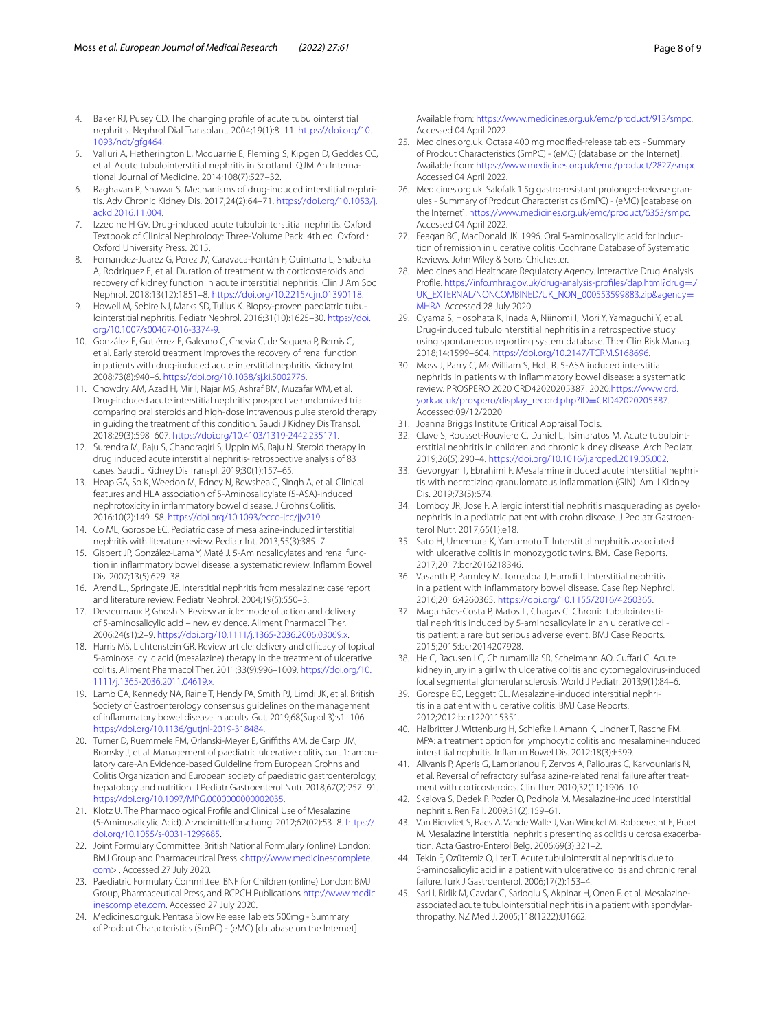4. Baker RJ, Pusey CD. The changing profile of acute tubulointerstitial nephritis. Nephrol Dial Transplant. 2004;19(1):8–11. https://doi.org/10.1093/ndt/gfg464.
5. Valluri A, Hetherington L, Mcquarrie E, Fleming S, Kipgen D, Geddes CC, et al. Acute tubulointerstitial nephritis in Scotland. QJM An International Journal of Medicine. 2014;108(7):527–32.
6. Raghavan R, Shawar S. Mechanisms of drug-induced interstitial nephritis. Adv Chronic Kidney Dis. 2017;24(2):64–71. https://doi.org/10.1053/j.ackd.2016.11.004.
7. Izzedine H GV. Drug-induced acute tubulointerstitial nephritis. Oxford Textbook of Clinical Nephrology: Three-Volume Pack. 4th ed. Oxford : Oxford University Press. 2015.
8. Fernandez-Juarez G, Perez JV, Caravaca-Fontán F, Quintana L, Shabaka A, Rodriguez E, et al. Duration of treatment with corticosteroids and recovery of kidney function in acute interstitial nephritis. Clin J Am Soc Nephrol. 2018;13(12):1851–8. https://doi.org/10.2215/cjn.01390118.
9. Howell M, Sebire NJ, Marks SD, Tullus K. Biopsy-proven paediatric tubulointerstitial nephritis. Pediatr Nephrol. 2016;31(10):1625–30. https://doi.org/10.1007/s00467-016-3374-9.
10. González E, Gutiérrez E, Galeano C, Chevia C, de Sequera P, Bernis C, et al. Early steroid treatment improves the recovery of renal function in patients with drug-induced acute interstitial nephritis. Kidney Int. 2008;73(8):940–6. https://doi.org/10.1038/sj.ki.5002776.
11. Chowdry AM, Azad H, Mir I, Najar MS, Ashraf BM, Muzafar WM, et al. Drug-induced acute interstitial nephritis: prospective randomized trial comparing oral steroids and high-dose intravenous pulse steroid therapy in guiding the treatment of this condition. Saudi J Kidney Dis Transpl. 2018;29(3):598–607. https://doi.org/10.4103/1319-2442.235171.
12. Surendra M, Raju S, Chandragiri S, Uppin MS, Raju N. Steroid therapy in drug induced acute interstitial nephritis- retrospective analysis of 83 cases. Saudi J Kidney Dis Transpl. 2019;30(1):157–65.
13. Heap GA, So K, Weedon M, Edney N, Bewshea C, Singh A, et al. Clinical features and HLA association of 5-Aminosalicylate (5-ASA)-induced nephrotoxicity in inflammatory bowel disease. J Crohns Colitis. 2016;10(2):149–58. https://doi.org/10.1093/ecco-jcc/jjv219.
14. Co ML, Gorospe EC. Pediatric case of mesalazine-induced interstitial nephritis with literature review. Pediatr Int. 2013;55(3):385–7.
15. Gisbert JP, González-Lama Y, Maté J. 5-Aminosalicylates and renal function in inflammatory bowel disease: a systematic review. Inflamm Bowel Dis. 2007;13(5):629–38.
16. Arend LJ, Springate JE. Interstitial nephritis from mesalazine: case report and literature review. Pediatr Nephrol. 2004;19(5):550–3.
17. Desreumaux P, Ghosh S. Review article: mode of action and delivery of 5-aminosalicylic acid – new evidence. Aliment Pharmacol Ther. 2006;24(s1):2–9. https://doi.org/10.1111/j.1365-2036.2006.03069.x.
18. Harris MS, Lichtenstein GR. Review article: delivery and efficacy of topical 5-aminosalicylic acid (mesalazine) therapy in the treatment of ulcerative colitis. Aliment Pharmacol Ther. 2011;33(9):996–1009. https://doi.org/10.1111/j.1365-2036.2011.04619.x.
19. Lamb CA, Kennedy NA, Raine T, Hendy PA, Smith PJ, Limdi JK, et al. British Society of Gastroenterology consensus guidelines on the management of inflammatory bowel disease in adults. Gut. 2019;68(Suppl 3):s1–106. https://doi.org/10.1136/gutjnl-2019-318484.
20. Turner D, Ruemmele FM, Orlanski-Meyer E, Griffiths AM, de Carpi JM, Bronsky J, et al. Management of paediatric ulcerative colitis, part 1: ambulatory care-An Evidence-based Guideline from European Crohn's and Colitis Organization and European society of paediatric gastroenterology, hepatology and nutrition. J Pediatr Gastroenterol Nutr. 2018;67(2):257–91. https://doi.org/10.1097/MPG.0000000000002035.
21. Klotz U. The Pharmacological Profile and Clinical Use of Mesalazine (5-Aminosalicylic Acid). Arzneimittelforschung. 2012;62(02):53–8. https://doi.org/10.1055/s-0031-1299685.
22. Joint Formulary Committee. British National Formulary (online) London: BMJ Group and Pharmaceutical Press <http://www.medicinescomplete.com> . Accessed 27 July 2020.
23. Paediatric Formulary Committee. BNF for Children (online) London: BMJ Group, Pharmaceutical Press, and RCPCH Publications http://www.medicinescomplete.com. Accessed 27 July 2020.
24. Medicines.org.uk. Pentasa Slow Release Tablets 500mg - Summary of Prodcut Characteristics (SmPC) - (eMC) [database on the Internet]. Available from: https://www.medicines.org.uk/emc/product/913/smpc. Accessed 04 April 2022.
25. Medicines.org.uk. Octasa 400 mg modified-release tablets - Summary of Prodcut Characteristics (SmPC) - (eMC) [database on the Internet]. Available from: https://www.medicines.org.uk/emc/product/2827/smpc Accessed 04 April 2022.
26. Medicines.org.uk. Salofalk 1.5g gastro-resistant prolonged-release granules - Summary of Prodcut Characteristics (SmPC) - (eMC) [database on the Internet]. https://www.medicines.org.uk/emc/product/6353/smpc. Accessed 04 April 2022.
27. Feagan BG, MacDonald JK. 1996. Oral 5-aminosalicylic acid for induction of remission in ulcerative colitis. Cochrane Database of Systematic Reviews. John Wiley & Sons: Chichester.
28. Medicines and Healthcare Regulatory Agency. Interactive Drug Analysis Profile. https://info.mhra.gov.uk/drug-analysis-profiles/dap.html?drug=./UK_EXTERNAL/NONCOMBINED/UK_NON_000553599883.zip&agency=MHRA. Accessed 28 July 2020
29. Oyama S, Hosohata K, Inada A, Niinomi I, Mori Y, Yamaguchi Y, et al. Drug-induced tubulointerstitial nephritis in a retrospective study using spontaneous reporting system database. Ther Clin Risk Manag. 2018;14:1599–604. https://doi.org/10.2147/TCRM.S168696.
30. Moss J, Parry C, McWilliam S, Holt R. 5-ASA induced interstitial nephritis in patients with inflammatory bowel disease: a systematic review. PROSPERO 2020 CRD42020205387. 2020.https://www.crd.york.ac.uk/prospero/display_record.php?ID=CRD42020205387. Accessed:09/12/2020
31. Joanna Briggs Institute Critical Appraisal Tools.
32. Clave S, Rousset-Rouviere C, Daniel L, Tsimaratos M. Acute tubulointerstitial nephritis in children and chronic kidney disease. Arch Pediatr. 2019;26(5):290–4. https://doi.org/10.1016/j.arcped.2019.05.002.
33. Gevorgyan T, Ebrahimi F. Mesalamine induced acute interstitial nephritis with necrotizing granulomatous inflammation (GIN). Am J Kidney Dis. 2019;73(5):674.
34. Lomboy JR, Jose F. Allergic interstitial nephritis masquerading as pyelonephritis in a pediatric patient with crohn disease. J Pediatr Gastroenterol Nutr. 2017;65(1):e18.
35. Sato H, Umemura K, Yamamoto T. Interstitial nephritis associated with ulcerative colitis in monozygotic twins. BMJ Case Reports. 2017;2017:bcr2016218346.
36. Vasanth P, Parmley M, Torrealba J, Hamdi T. Interstitial nephritis in a patient with inflammatory bowel disease. Case Rep Nephrol. 2016;2016:4260365. https://doi.org/10.1155/2016/4260365.
37. Magalhães-Costa P, Matos L, Chagas C. Chronic tubulointerstitial nephritis induced by 5-aminosalicylate in an ulcerative colitis patient: a rare but serious adverse event. BMJ Case Reports. 2015;2015:bcr2014207928.
38. He C, Racusen LC, Chirumamilla SR, Scheimann AO, Cuffari C. Acute kidney injury in a girl with ulcerative colitis and cytomegalovirus-induced focal segmental glomerular sclerosis. World J Pediatr. 2013;9(1):84–6.
39. Gorospe EC, Leggett CL. Mesalazine-induced interstitial nephritis in a patient with ulcerative colitis. BMJ Case Reports. 2012;2012:bcr1220115351.
40. Halbritter J, Wittenburg H, Schiefke I, Amann K, Lindner T, Rasche FM. MPA: a treatment option for lymphocytic colitis and mesalamine-induced interstitial nephritis. Inflamm Bowel Dis. 2012;18(3):E599.
41. Alivanis P, Aperis G, Lambrianou F, Zervos A, Paliouras C, Karvouniaris N, et al. Reversal of refractory sulfasalazine-related renal failure after treatment with corticosteroids. Clin Ther. 2010;32(11):1906–10.
42. Skalova S, Dedek P, Pozler O, Podhola M. Mesalazine-induced interstitial nephritis. Ren Fail. 2009;31(2):159–61.
43. Van Biervliet S, Raes A, Vande Walle J, Van Winckel M, Robberecht E, Praet M. Mesalazine interstitial nephritis presenting as colitis ulcerosa exacerbation. Acta Gastro-Enterol Belg. 2006;69(3):321–2.
44. Tekin F, Ozütemiz O, Ilter T. Acute tubulointerstitial nephritis due to 5-aminosalicylic acid in a patient with ulcerative colitis and chronic renal failure. Turk J Gastroenterol. 2006;17(2):153–4.
45. Sari I, Birlik M, Cavdar C, Sarioglu S, Akpinar H, Onen F, et al. Mesalazine-associated acute tubulointerstitial nephritis in a patient with spondylarthropathy. NZ Med J. 2005;118(1222):U1662.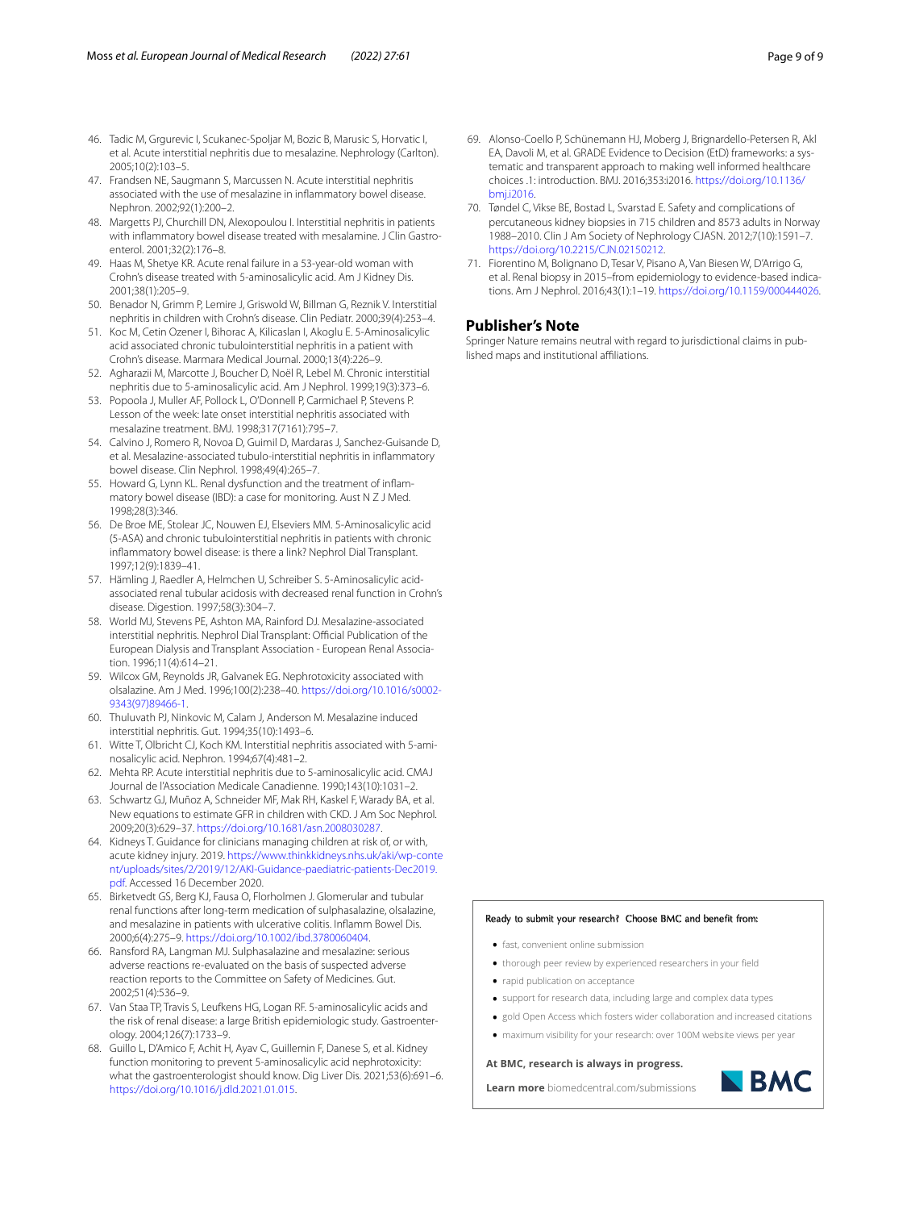46. Tadic M, Grgurevic I, Scukanec-Spoljar M, Bozic B, Marusic S, Horvatic I, et al. Acute interstitial nephritis due to mesalazine. Nephrology (Carlton). 2005;10(2):103–5.
47. Frandsen NE, Saugmann S, Marcussen N. Acute interstitial nephritis associated with the use of mesalazine in inflammatory bowel disease. Nephron. 2002;92(1):200–2.
48. Margetts PJ, Churchill DN, Alexopoulou I. Interstitial nephritis in patients with inflammatory bowel disease treated with mesalamine. J Clin Gastroenterol. 2001;32(2):176–8.
49. Haas M, Shetye KR. Acute renal failure in a 53-year-old woman with Crohn's disease treated with 5-aminosalicylic acid. Am J Kidney Dis. 2001;38(1):205–9.
50. Benador N, Grimm P, Lemire J, Griswold W, Billman G, Reznik V. Interstitial nephritis in children with Crohn's disease. Clin Pediatr. 2000;39(4):253–4.
51. Koc M, Cetin Ozener I, Bihorac A, Kilicaslan I, Akoglu E. 5-Aminosalicylic acid associated chronic tubulointerstitial nephritis in a patient with Crohn's disease. Marmara Medical Journal. 2000;13(4):226–9.
52. Agharazii M, Marcotte J, Boucher D, Noël R, Lebel M. Chronic interstitial nephritis due to 5-aminosalicylic acid. Am J Nephrol. 1999;19(3):373–6.
53. Popoola J, Muller AF, Pollock L, O'Donnell P, Carmichael P, Stevens P. Lesson of the week: late onset interstitial nephritis associated with mesalazine treatment. BMJ. 1998;317(7161):795–7.
54. Calvino J, Romero R, Novoa D, Guimil D, Mardaras J, Sanchez-Guisande D, et al. Mesalazine-associated tubulo-interstitial nephritis in inflammatory bowel disease. Clin Nephrol. 1998;49(4):265–7.
55. Howard G, Lynn KL. Renal dysfunction and the treatment of inflammatory bowel disease (IBD): a case for monitoring. Aust N Z J Med. 1998;28(3):346.
56. De Broe ME, Stolear JC, Nouwen EJ, Elseviers MM. 5-Aminosalicylic acid (5-ASA) and chronic tubulointerstitial nephritis in patients with chronic inflammatory bowel disease: is there a link? Nephrol Dial Transplant. 1997;12(9):1839–41.
57. Hämling J, Raedler A, Helmchen U, Schreiber S. 5-Aminosalicylic acid-associated renal tubular acidosis with decreased renal function in Crohn's disease. Digestion. 1997;58(3):304–7.
58. World MJ, Stevens PE, Ashton MA, Rainford DJ. Mesalazine-associated interstitial nephritis. Nephrol Dial Transplant: Official Publication of the European Dialysis and Transplant Association - European Renal Association. 1996;11(4):614–21.
59. Wilcox GM, Reynolds JR, Galvanek EG. Nephrotoxicity associated with olsalazine. Am J Med. 1996;100(2):238–40. https://doi.org/10.1016/s0002-9343(97)89466-1.
60. Thuluvath PJ, Ninkovic M, Calam J, Anderson M. Mesalazine induced interstitial nephritis. Gut. 1994;35(10):1493–6.
61. Witte T, Olbricht CJ, Koch KM. Interstitial nephritis associated with 5-aminosalicylic acid. Nephron. 1994;67(4):481–2.
62. Mehta RP. Acute interstitial nephritis due to 5-aminosalicylic acid. CMAJ Journal de l'Association Medicale Canadienne. 1990;143(10):1031–2.
63. Schwartz GJ, Muñoz A, Schneider MF, Mak RH, Kaskel F, Warady BA, et al. New equations to estimate GFR in children with CKD. J Am Soc Nephrol. 2009;20(3):629–37. https://doi.org/10.1681/asn.2008030287.
64. Kidneys T. Guidance for clinicians managing children at risk of, or with, acute kidney injury. 2019. https://www.thinkkidneys.nhs.uk/aki/wp-content/uploads/sites/2/2019/12/AKI-Guidance-paediatric-patients-Dec2019.pdf. Accessed 16 December 2020.
65. Birketvedt GS, Berg KJ, Fausa O, Florholmen J. Glomerular and tubular renal functions after long-term medication of sulphasalazine, olsalazine, and mesalazine in patients with ulcerative colitis. Inflamm Bowel Dis. 2000;6(4):275–9. https://doi.org/10.1002/ibd.3780060404.
66. Ransford RA, Langman MJ. Sulphasalazine and mesalazine: serious adverse reactions re-evaluated on the basis of suspected adverse reaction reports to the Committee on Safety of Medicines. Gut. 2002;51(4):536–9.
67. Van Staa TP, Travis S, Leufkens HG, Logan RF. 5-aminosalicylic acids and the risk of renal disease: a large British epidemiologic study. Gastroenterology. 2004;126(7):1733–9.
68. Guillo L, D'Amico F, Achit H, Ayav C, Guillemin F, Danese S, et al. Kidney function monitoring to prevent 5-aminosalicylic acid nephrotoxicity: what the gastroenterologist should know. Dig Liver Dis. 2021;53(6):691–6. https://doi.org/10.1016/j.dld.2021.01.015.
69. Alonso-Coello P, Schünemann HJ, Moberg J, Brignardello-Petersen R, Akl EA, Davoli M, et al. GRADE Evidence to Decision (EtD) frameworks: a systematic and transparent approach to making well informed healthcare choices .1: introduction. BMJ. 2016;353:i2016. https://doi.org/10.1136/bmj.i2016.
70. Tøndel C, Vikse BE, Bostad L, Svarstad E. Safety and complications of percutaneous kidney biopsies in 715 children and 8573 adults in Norway 1988–2010. Clin J Am Society of Nephrology CJASN. 2012;7(10):1591–7. https://doi.org/10.2215/CJN.02150212.
71. Fiorentino M, Bolignano D, Tesar V, Pisano A, Van Biesen W, D'Arrigo G, et al. Renal biopsy in 2015–from epidemiology to evidence-based indications. Am J Nephrol. 2016;43(1):1–19. https://doi.org/10.1159/000444026.

## Publisher's Note

Springer Nature remains neutral with regard to jurisdictional claims in published maps and institutional affiliations.

Ready to submit your research? Choose BMC and benefit from:

- fast, convenient online submission
- thorough peer review by experienced researchers in your field
- rapid publication on acceptance
- support for research data, including large and complex data types
- gold Open Access which fosters wider collaboration and increased citations
- maximum visibility for your research: over 100M website views per year

**At BMC, research is always in progress.**

**Learn more** biomedcentral.com/submissions

BMC